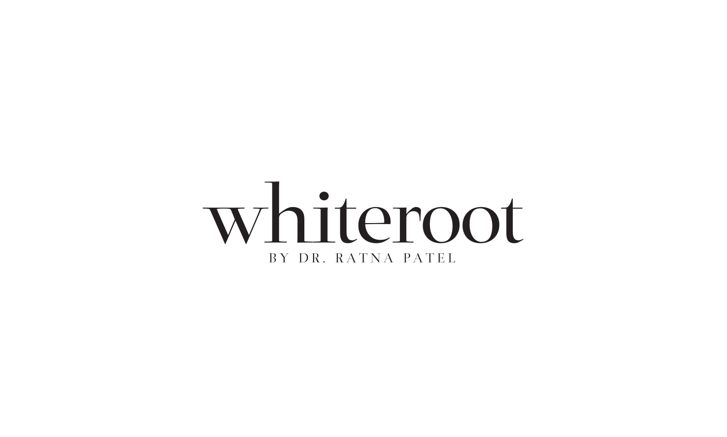# whiteroot

BY DR. RATNA PATEL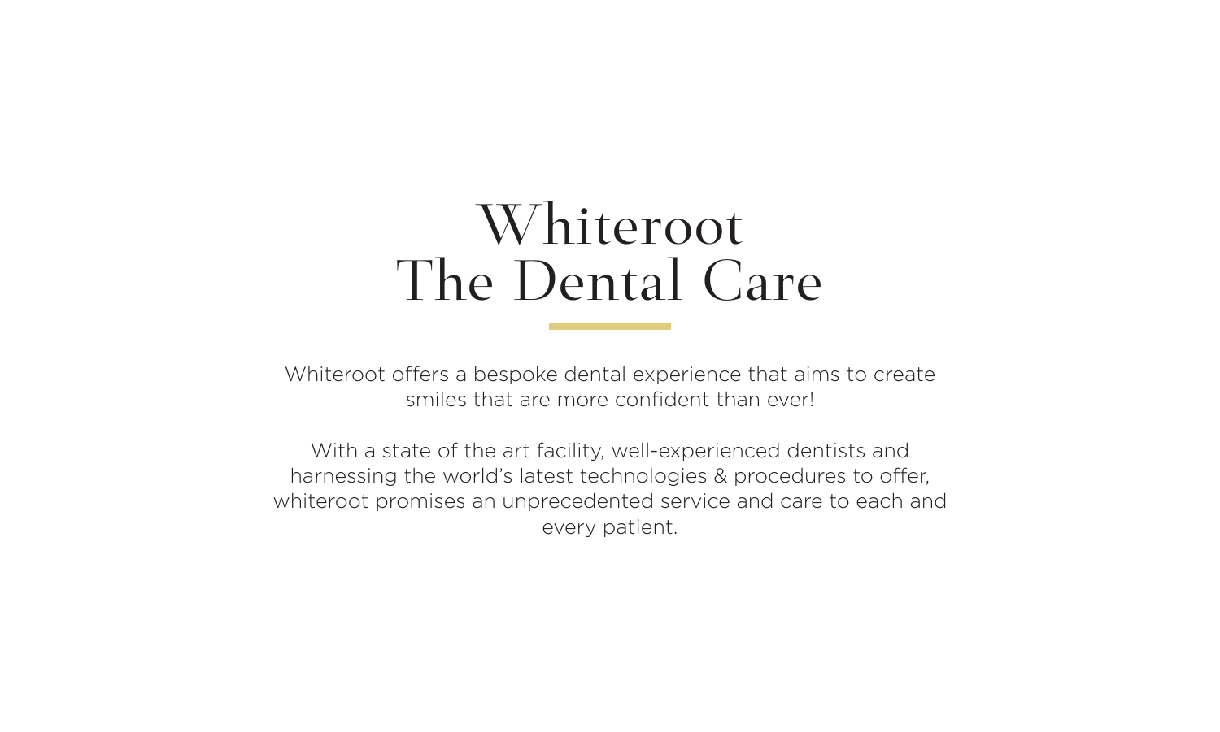# Whiteroot
# The Dental Care

Whiteroot offers a bespoke dental experience that aims to create smiles that are more confident than ever!

With a state of the art facility, well-experienced dentists and harnessing the world's latest technologies & procedures to offer, whiteroot promises an unprecedented service and care to each and every patient.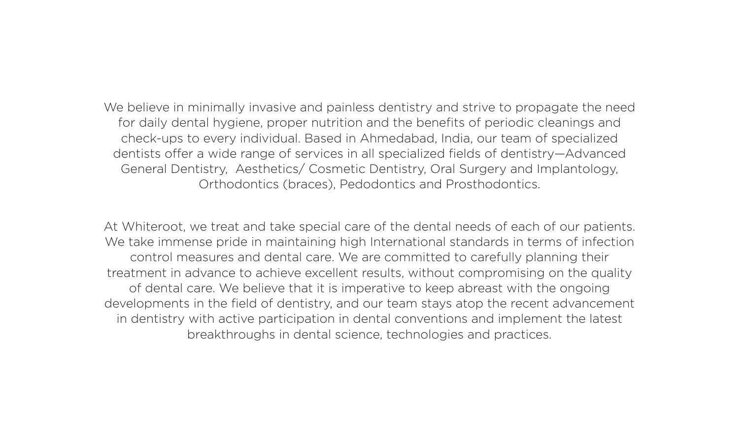We believe in minimally invasive and painless dentistry and strive to propagate the need for daily dental hygiene, proper nutrition and the benefits of periodic cleanings and check-ups to every individual. Based in Ahmedabad, India, our team of specialized dentists offer a wide range of services in all specialized fields of dentistry—Advanced General Dentistry, Aesthetics/ Cosmetic Dentistry, Oral Surgery and Implantology, Orthodontics (braces), Pedodontics and Prosthodontics.

At Whiteroot, we treat and take special care of the dental needs of each of our patients. We take immense pride in maintaining high International standards in terms of infection control measures and dental care. We are committed to carefully planning their treatment in advance to achieve excellent results, without compromising on the quality of dental care. We believe that it is imperative to keep abreast with the ongoing developments in the field of dentistry, and our team stays atop the recent advancement in dentistry with active participation in dental conventions and implement the latest breakthroughs in dental science, technologies and practices.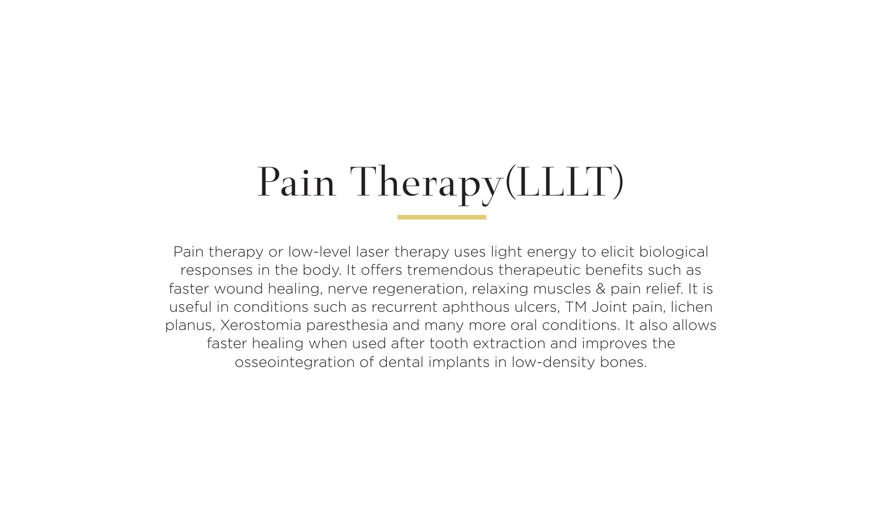# Pain Therapy(LLLT)

Pain therapy or low-level laser therapy uses light energy to elicit biological responses in the body. It offers tremendous therapeutic benefits such as faster wound healing, nerve regeneration, relaxing muscles & pain relief. It is useful in conditions such as recurrent aphthous ulcers, TM Joint pain, lichen planus, Xerostomia paresthesia and many more oral conditions. It also allows faster healing when used after tooth extraction and improves the osseointegration of dental implants in low-density bones.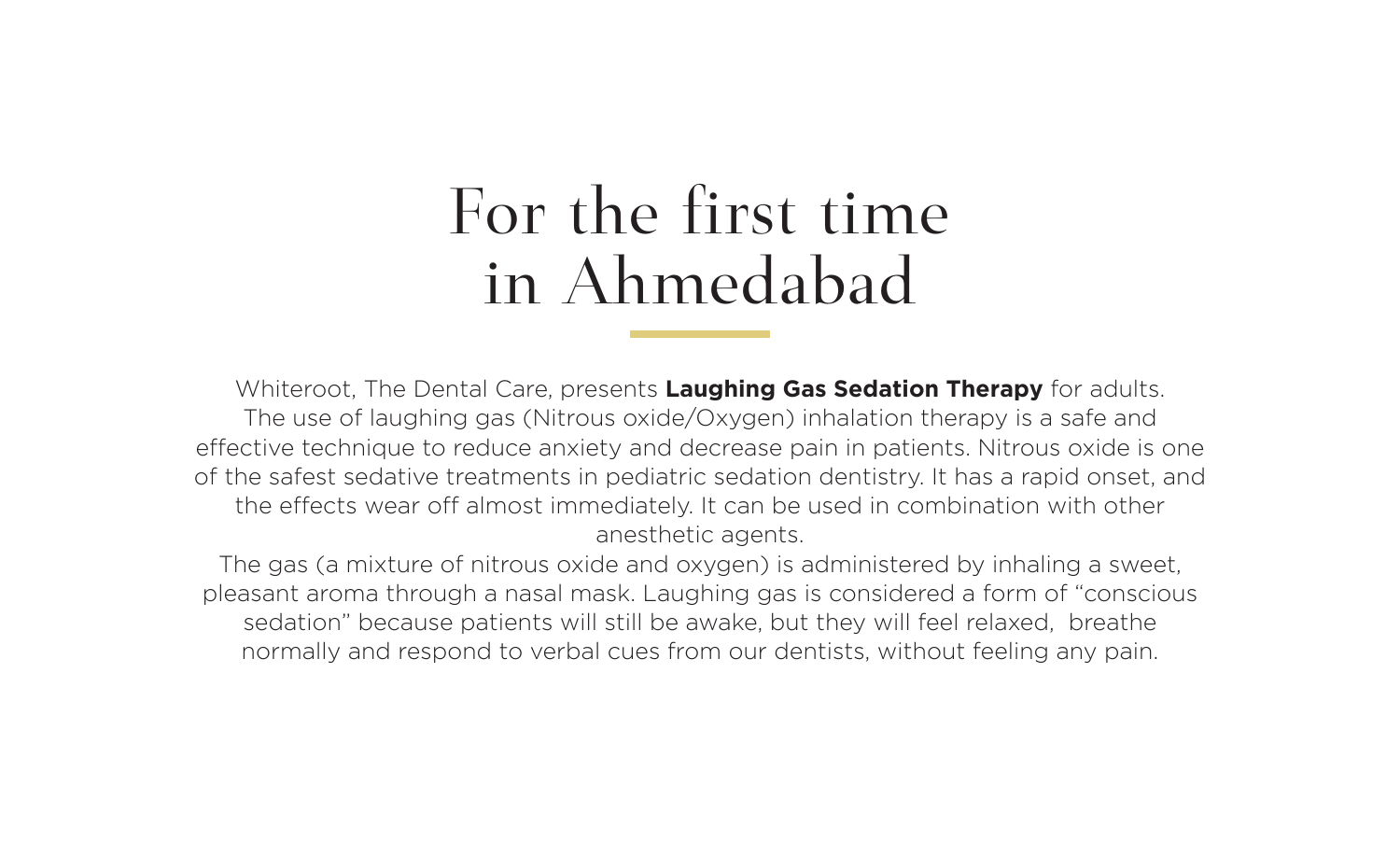# For the first time in Ahmedabad

Whiteroot, The Dental Care, presents **Laughing Gas Sedation Therapy** for adults.
The use of laughing gas (Nitrous oxide/Oxygen) inhalation therapy is a safe and effective technique to reduce anxiety and decrease pain in patients. Nitrous oxide is one of the safest sedative treatments in pediatric sedation dentistry. It has a rapid onset, and the effects wear off almost immediately. It can be used in combination with other anesthetic agents.
The gas (a mixture of nitrous oxide and oxygen) is administered by inhaling a sweet, pleasant aroma through a nasal mask. Laughing gas is considered a form of "conscious sedation" because patients will still be awake, but they will feel relaxed, breathe normally and respond to verbal cues from our dentists, without feeling any pain.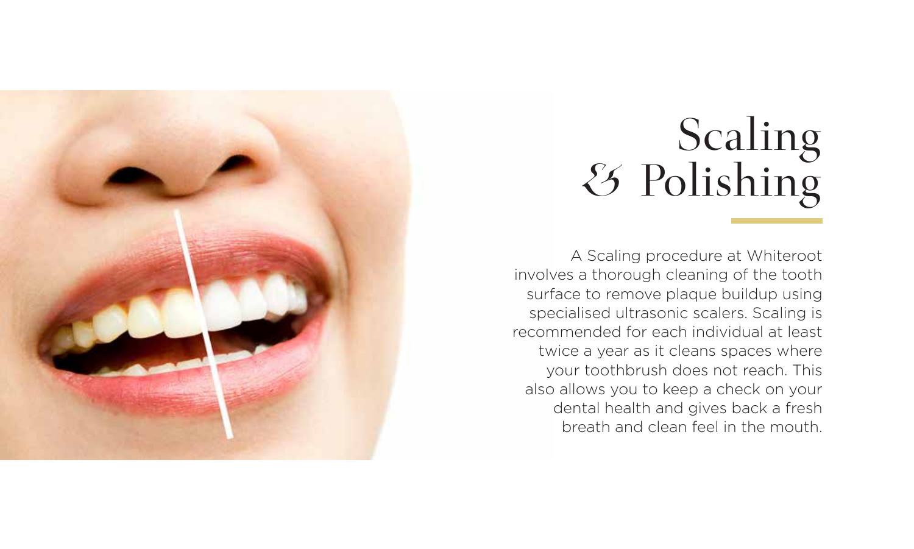# Scaling & Polishing

A Scaling procedure at Whiteroot involves a thorough cleaning of the tooth surface to remove plaque buildup using specialised ultrasonic scalers. Scaling is recommended for each individual at least twice a year as it cleans spaces where your toothbrush does not reach. This also allows you to keep a check on your dental health and gives back a fresh breath and clean feel in the mouth.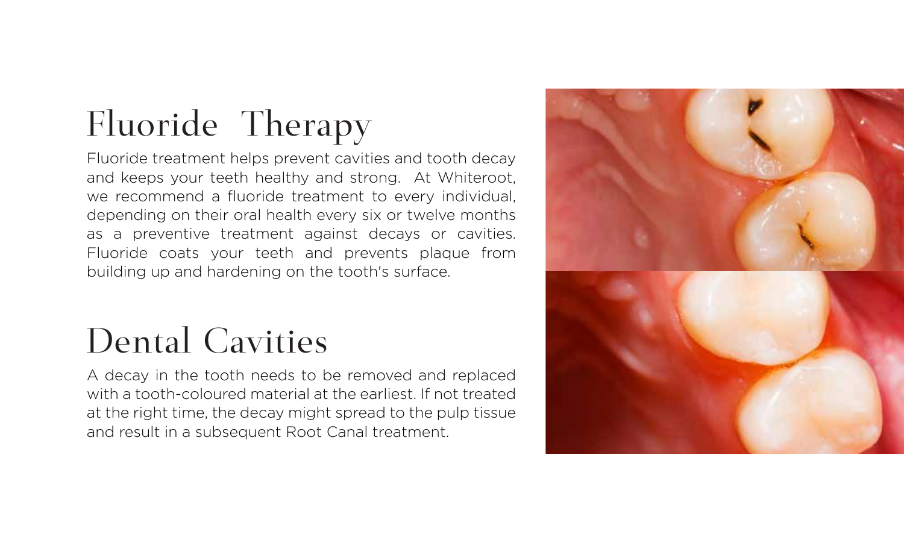# Fluoride Therapy

Fluoride treatment helps prevent cavities and tooth decay and keeps your teeth healthy and strong.  At Whiteroot, we recommend a fluoride treatment to every individual, depending on their oral health every six or twelve months as a preventive treatment against decays or cavities. Fluoride coats your teeth and prevents plaque from building up and hardening on the tooth's surface.

# Dental Cavities

A decay in the tooth needs to be removed and replaced with a tooth-coloured material at the earliest. If not treated at the right time, the decay might spread to the pulp tissue and result in a subsequent Root Canal treatment.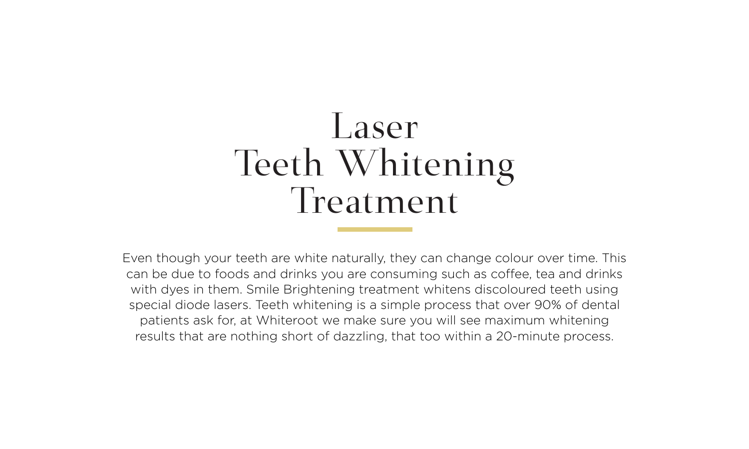# Laser Teeth Whitening Treatment

Even though your teeth are white naturally, they can change colour over time. This can be due to foods and drinks you are consuming such as coffee, tea and drinks with dyes in them. Smile Brightening treatment whitens discoloured teeth using special diode lasers. Teeth whitening is a simple process that over 90% of dental patients ask for, at Whiteroot we make sure you will see maximum whitening results that are nothing short of dazzling, that too within a 20-minute process.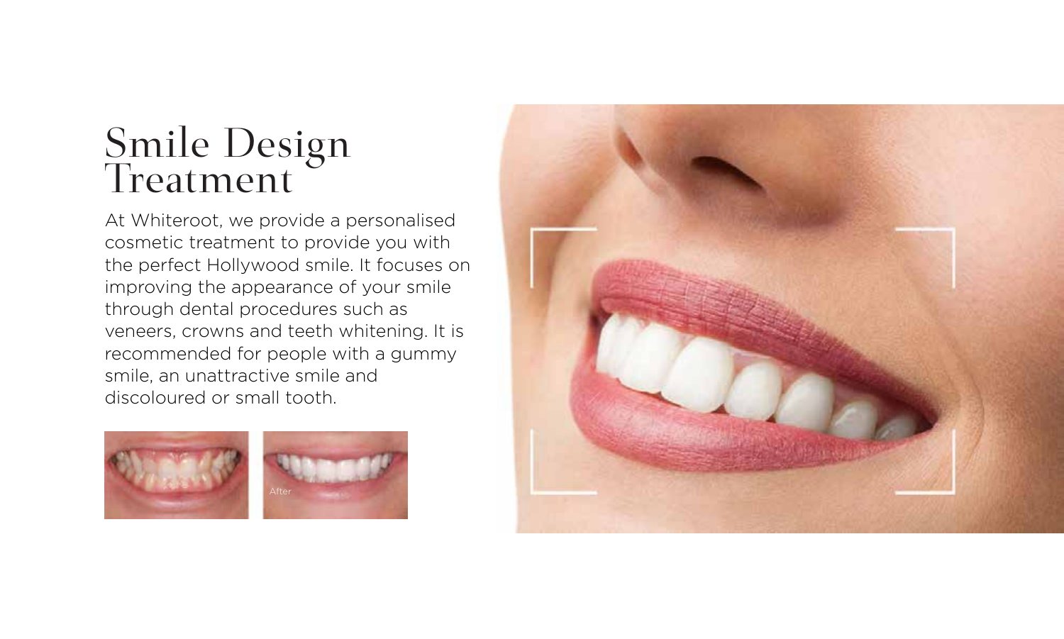# Smile Design Treatment

At Whiteroot, we provide a personalised cosmetic treatment to provide you with the perfect Hollywood smile. It focuses on improving the appearance of your smile through dental procedures such as veneers, crowns and teeth whitening. It is recommended for people with a gummy smile, an unattractive smile and discoloured or small tooth.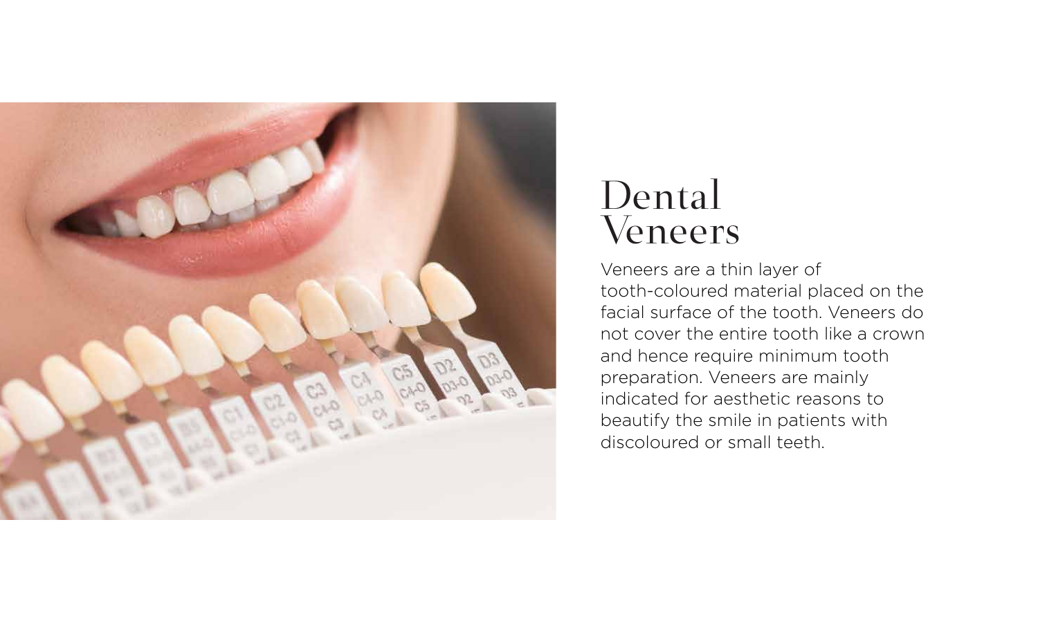# Dental Veneers

Veneers are a thin layer of tooth-coloured material placed on the facial surface of the tooth. Veneers do not cover the entire tooth like a crown and hence require minimum tooth preparation. Veneers are mainly indicated for aesthetic reasons to beautify the smile in patients with discoloured or small teeth.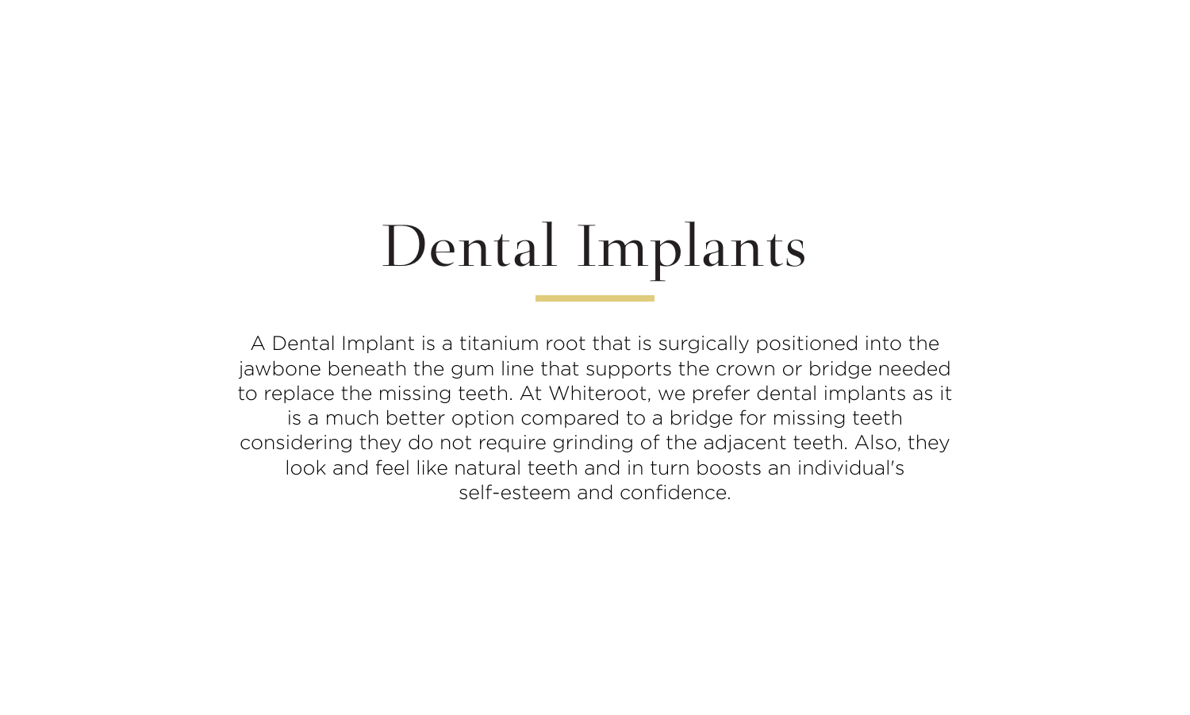# Dental Implants

A Dental Implant is a titanium root that is surgically positioned into the jawbone beneath the gum line that supports the crown or bridge needed to replace the missing teeth. At Whiteroot, we prefer dental implants as it is a much better option compared to a bridge for missing teeth considering they do not require grinding of the adjacent teeth. Also, they look and feel like natural teeth and in turn boosts an individual's self-esteem and confidence.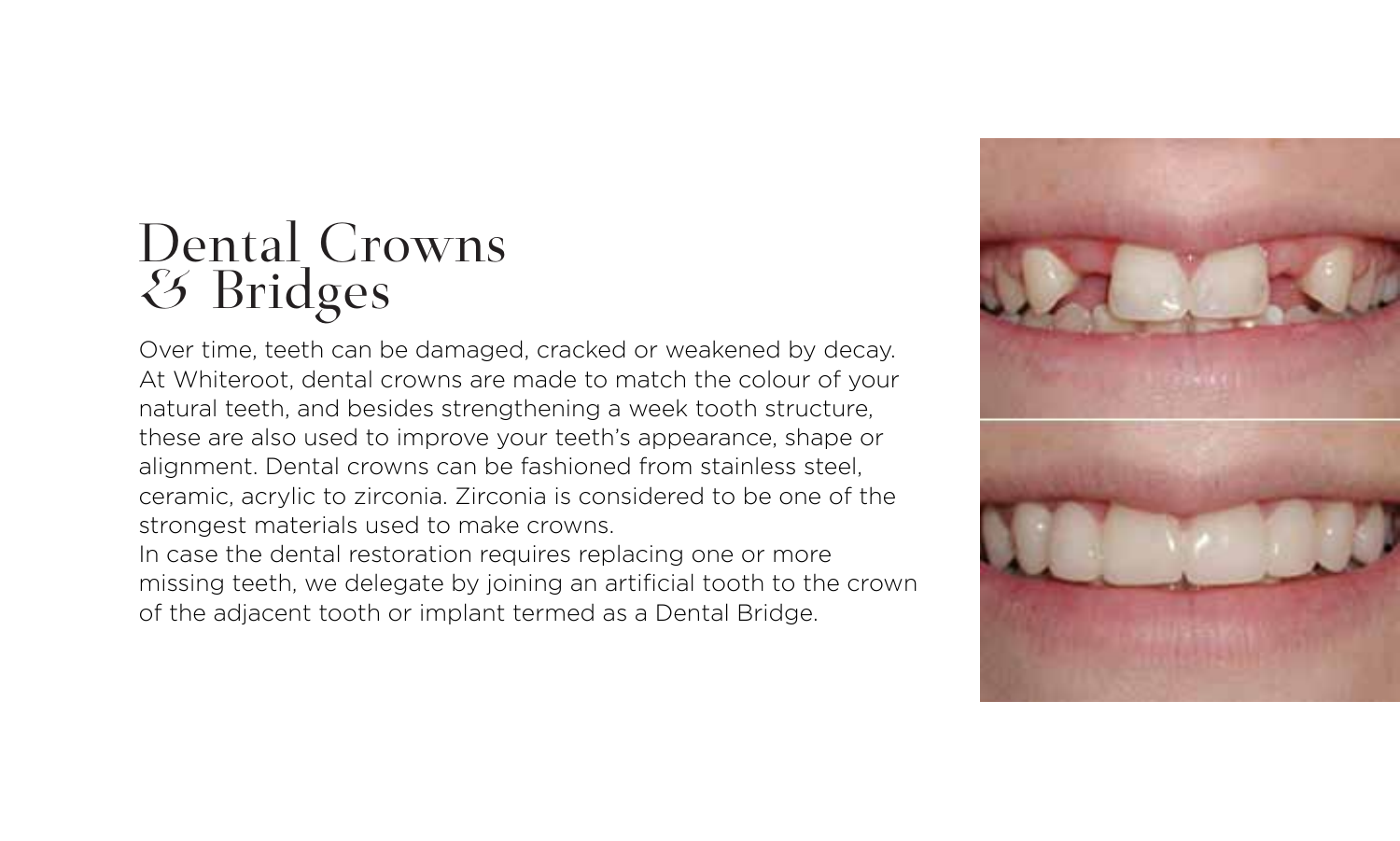# Dental Crowns & Bridges

Over time, teeth can be damaged, cracked or weakened by decay. At Whiteroot, dental crowns are made to match the colour of your natural teeth, and besides strengthening a week tooth structure, these are also used to improve your teeth's appearance, shape or alignment. Dental crowns can be fashioned from stainless steel, ceramic, acrylic to zirconia. Zirconia is considered to be one of the strongest materials used to make crowns.

In case the dental restoration requires replacing one or more missing teeth, we delegate by joining an artificial tooth to the crown of the adjacent tooth or implant termed as a Dental Bridge.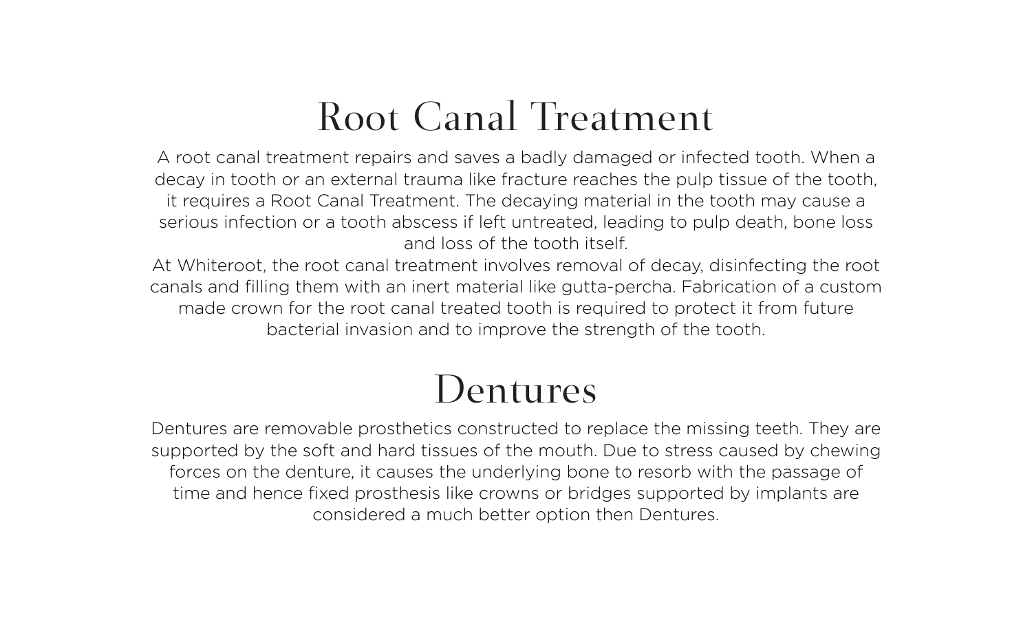# Root Canal Treatment

A root canal treatment repairs and saves a badly damaged or infected tooth. When a decay in tooth or an external trauma like fracture reaches the pulp tissue of the tooth, it requires a Root Canal Treatment. The decaying material in the tooth may cause a serious infection or a tooth abscess if left untreated, leading to pulp death, bone loss and loss of the tooth itself.

At Whiteroot, the root canal treatment involves removal of decay, disinfecting the root canals and filling them with an inert material like gutta-percha. Fabrication of a custom made crown for the root canal treated tooth is required to protect it from future bacterial invasion and to improve the strength of the tooth.

# Dentures

Dentures are removable prosthetics constructed to replace the missing teeth. They are supported by the soft and hard tissues of the mouth. Due to stress caused by chewing forces on the denture, it causes the underlying bone to resorb with the passage of time and hence fixed prosthesis like crowns or bridges supported by implants are considered a much better option then Dentures.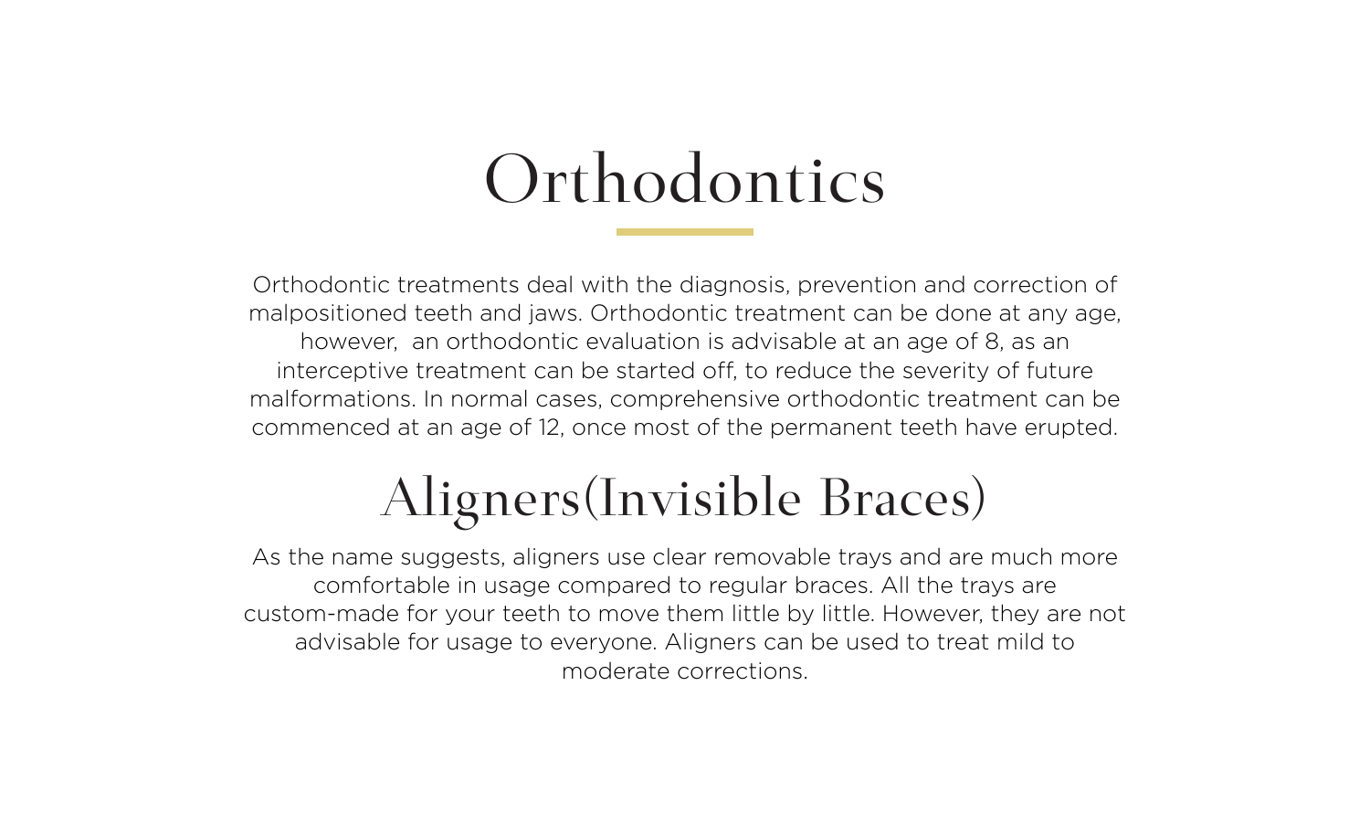# Orthodontics

Orthodontic treatments deal with the diagnosis, prevention and correction of malpositioned teeth and jaws. Orthodontic treatment can be done at any age, however, an orthodontic evaluation is advisable at an age of 8, as an interceptive treatment can be started off, to reduce the severity of future malformations. In normal cases, comprehensive orthodontic treatment can be commenced at an age of 12, once most of the permanent teeth have erupted.

# Aligners(Invisible Braces)

As the name suggests, aligners use clear removable trays and are much more comfortable in usage compared to regular braces. All the trays are custom-made for your teeth to move them little by little. However, they are not advisable for usage to everyone. Aligners can be used to treat mild to moderate corrections.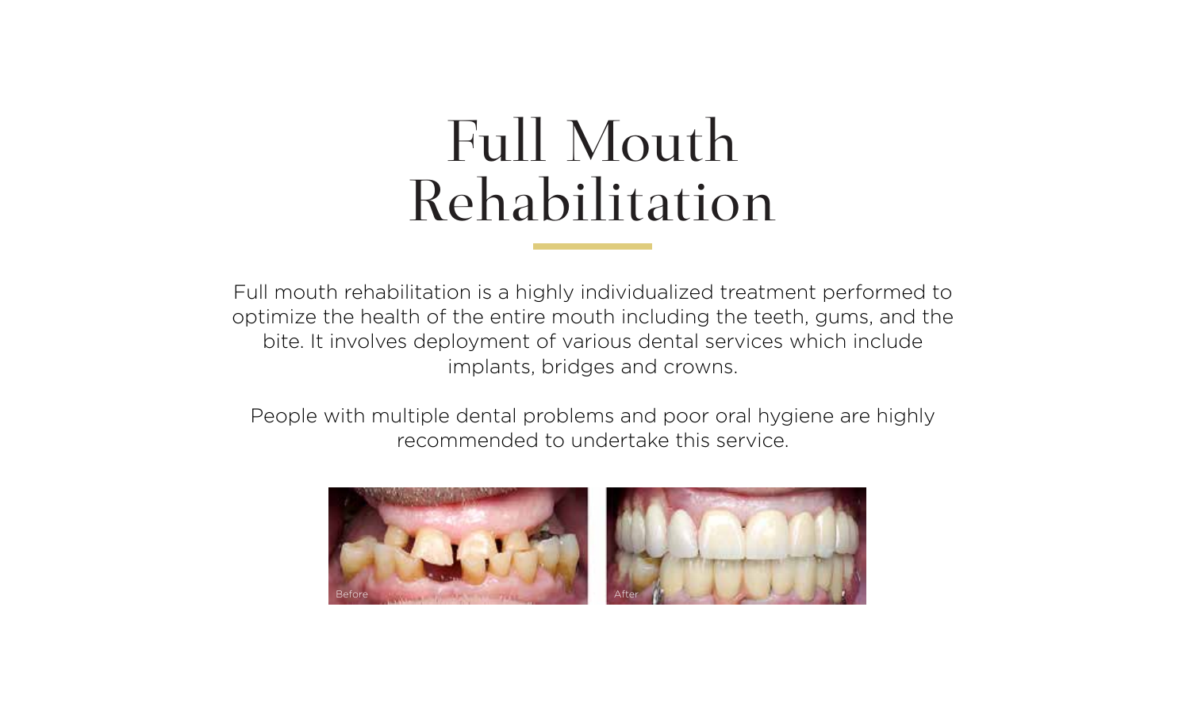# Full Mouth Rehabilitation

Full mouth rehabilitation is a highly individualized treatment performed to optimize the health of the entire mouth including the teeth, gums, and the bite. It involves deployment of various dental services which include implants, bridges and crowns.

People with multiple dental problems and poor oral hygiene are highly recommended to undertake this service.

Before

After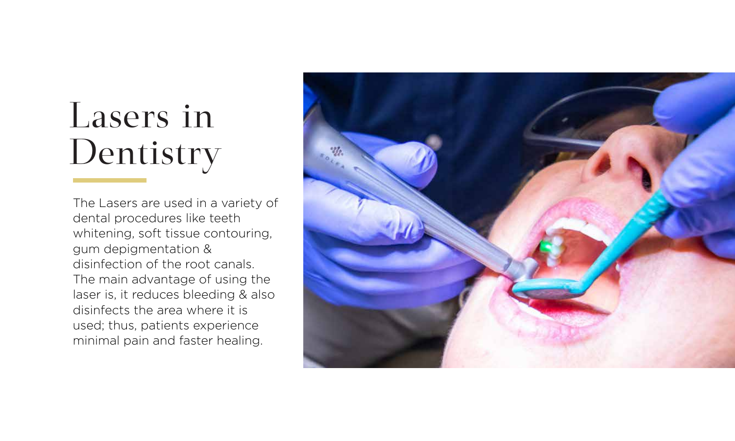# Lasers in Dentistry

The Lasers are used in a variety of dental procedures like teeth whitening, soft tissue contouring, gum depigmentation & disinfection of the root canals. The main advantage of using the laser is, it reduces bleeding & also disinfects the area where it is used; thus, patients experience minimal pain and faster healing.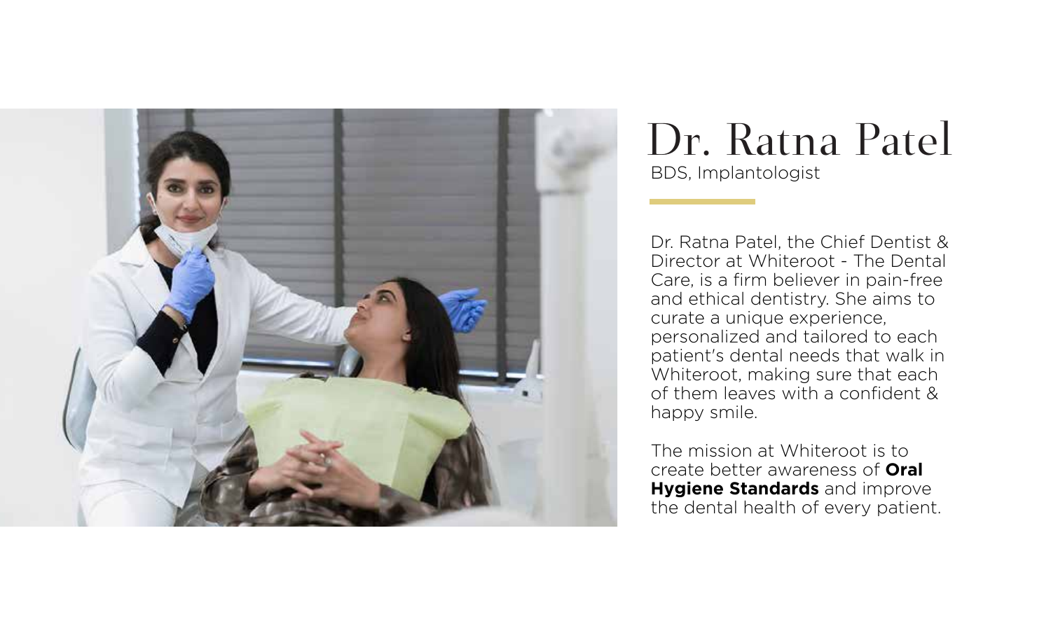# Dr. Ratna Patel

BDS, Implantologist

Dr. Ratna Patel, the Chief Dentist & Director at Whiteroot - The Dental Care, is a firm believer in pain-free and ethical dentistry. She aims to curate a unique experience, personalized and tailored to each patient's dental needs that walk in Whiteroot, making sure that each of them leaves with a confident & happy smile.

The mission at Whiteroot is to create better awareness of **Oral Hygiene Standards** and improve the dental health of every patient.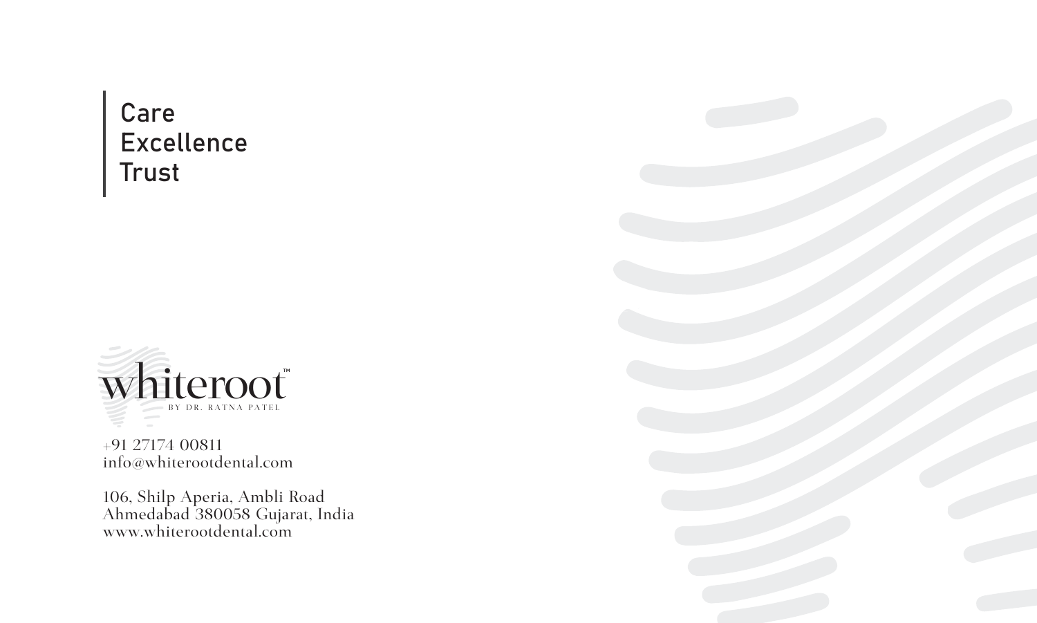Care
Excellence
Trust

whiteroot™
BY DR. RATNA PATEL

+91 27174 00811
info@whiterootdental.com

106, Shilp Aperia, Ambli Road
Ahmedabad 380058 Gujarat, India
www.whiterootdental.com